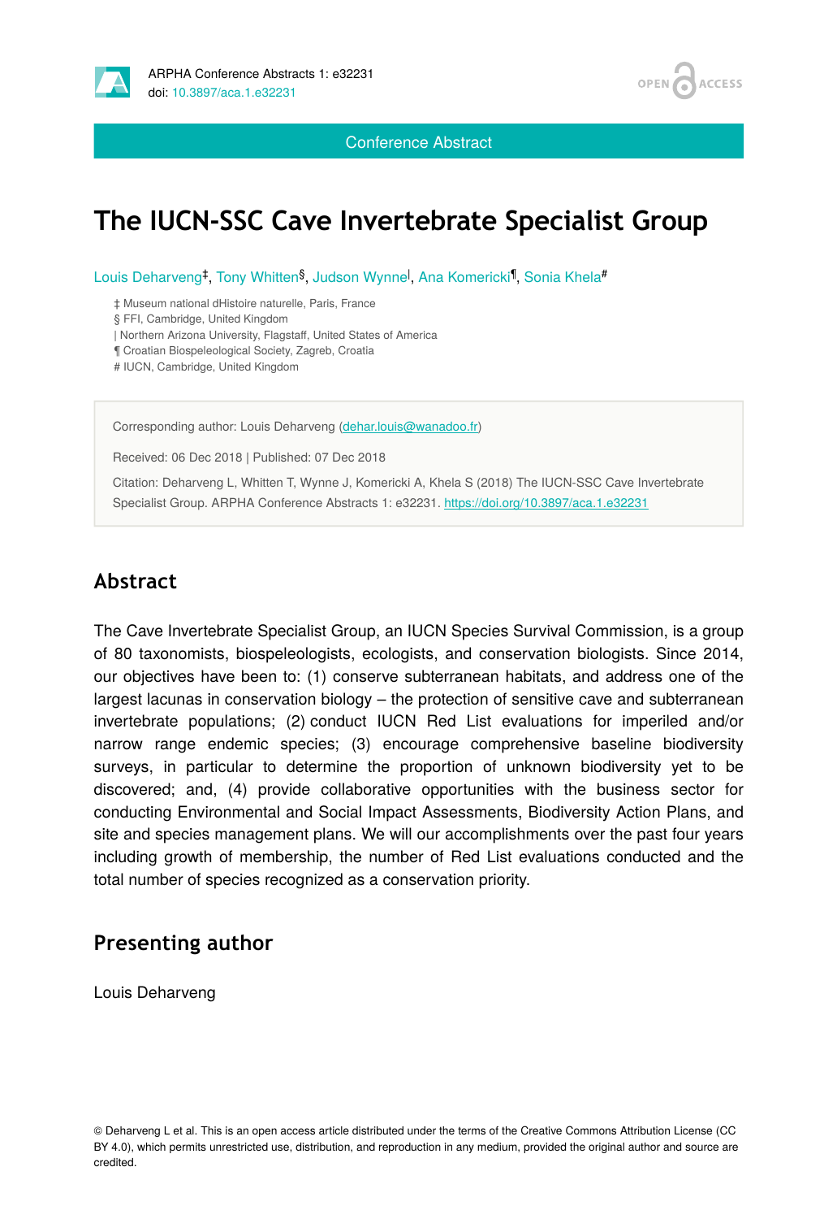Conference Abstract

# The IUCN-SSC Cave Invertebrate Specialist Group

Louis Deharveng[‡], Tony Whitten[§], Judson Wynne[|], Ana Komericki[¶], Sonia Khela[#]

‡ Museum national dHistoire naturelle, Paris, France
§ FFI, Cambridge, United Kingdom
| Northern Arizona University, Flagstaff, United States of America
¶ Croatian Biospeleological Society, Zagreb, Croatia
# IUCN, Cambridge, United Kingdom

Corresponding author: Louis Deharveng (dehar.louis@wanadoo.fr)

Received: 06 Dec 2018 | Published: 07 Dec 2018

Citation: Deharveng L, Whitten T, Wynne J, Komericki A, Khela S (2018) The IUCN-SSC Cave Invertebrate Specialist Group. ARPHA Conference Abstracts 1: e32231. https://doi.org/10.3897/aca.1.e32231

## Abstract

The Cave Invertebrate Specialist Group, an IUCN Species Survival Commission, is a group of 80 taxonomists, biospeleologists, ecologists, and conservation biologists. Since 2014, our objectives have been to: (1) conserve subterranean habitats, and address one of the largest lacunas in conservation biology – the protection of sensitive cave and subterranean invertebrate populations; (2) conduct IUCN Red List evaluations for imperiled and/or narrow range endemic species; (3) encourage comprehensive baseline biodiversity surveys, in particular to determine the proportion of unknown biodiversity yet to be discovered; and, (4) provide collaborative opportunities with the business sector for conducting Environmental and Social Impact Assessments, Biodiversity Action Plans, and site and species management plans. We will our accomplishments over the past four years including growth of membership, the number of Red List evaluations conducted and the total number of species recognized as a conservation priority.

## Presenting author

Louis Deharveng

© Deharveng L et al. This is an open access article distributed under the terms of the Creative Commons Attribution License (CC BY 4.0), which permits unrestricted use, distribution, and reproduction in any medium, provided the original author and source are credited.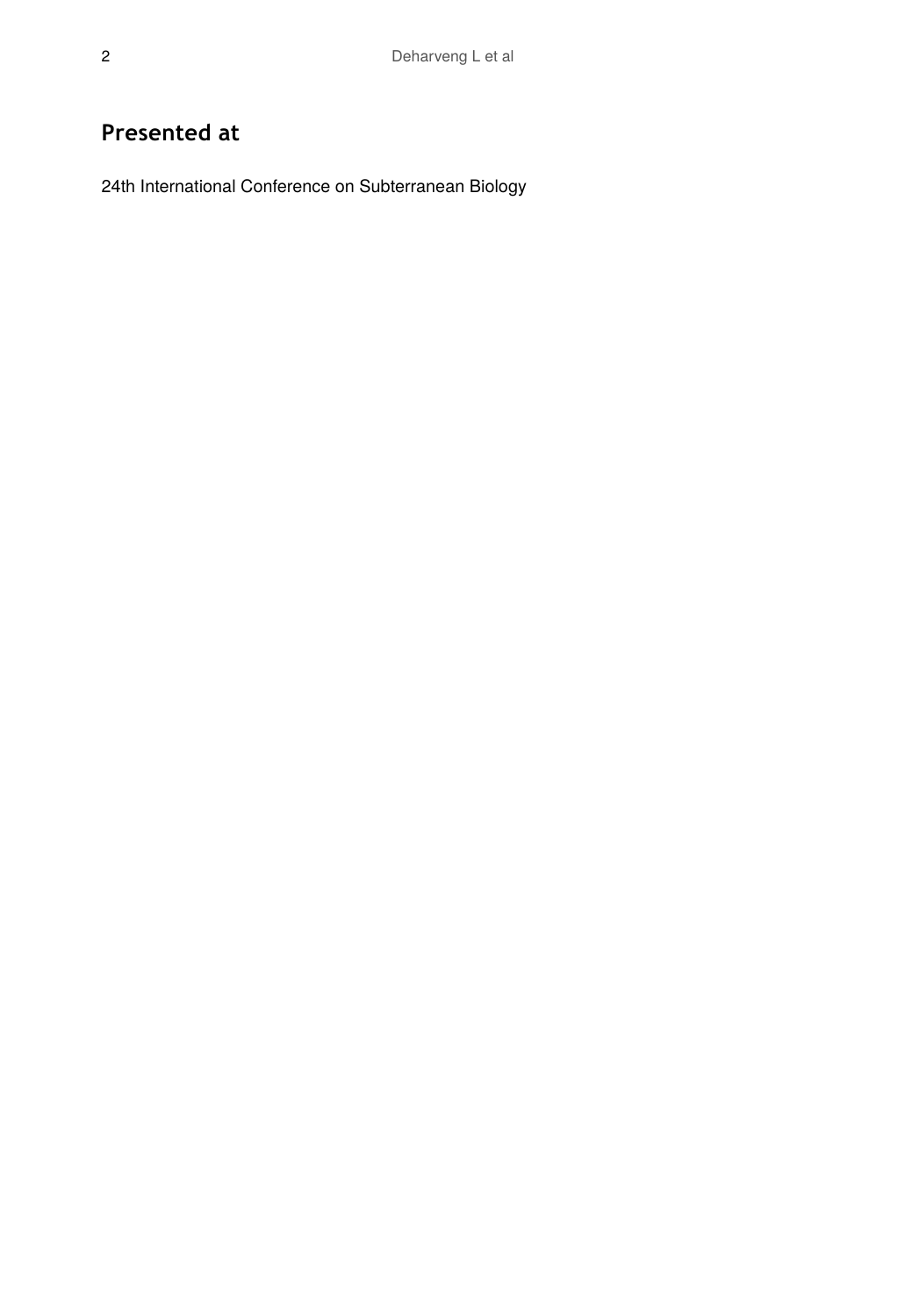## Presented at

24th International Conference on Subterranean Biology